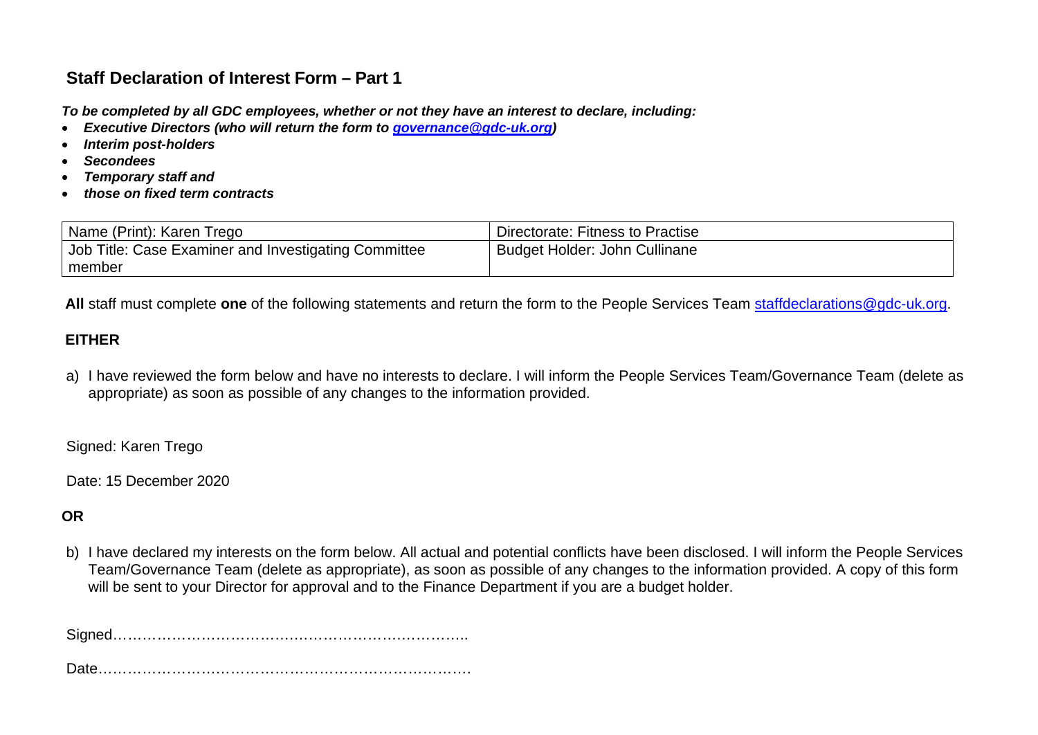## Staff Declaration of Interest Form – Part 1

***To be completed by all GDC employees, whether or not they have an interest to declare, including:***

- ***Executive Directors (who will return the form to [governance@gdc-uk.org](mailto:governance@gdc-uk.org))***
- ***Interim post-holders***
- ***Secondees***
- ***Temporary staff and***
- ***those on fixed term contracts***

| Name (Print): Karen Trego | Directorate: Fitness to Practise |
|---|---|
| Job Title: Case Examiner and Investigating Committee member | Budget Holder: John Cullinane |

**All** staff must complete **one** of the following statements and return the form to the People Services Team [staffdeclarations@gdc-uk.org](mailto:staffdeclarations@gdc-uk.org).

**EITHER**

a) I have reviewed the form below and have no interests to declare. I will inform the People Services Team/Governance Team (delete as appropriate) as soon as possible of any changes to the information provided.

Signed: Karen Trego

Date: 15 December 2020

**OR**

b) I have declared my interests on the form below. All actual and potential conflicts have been disclosed. I will inform the People Services Team/Governance Team (delete as appropriate), as soon as possible of any changes to the information provided. A copy of this form will be sent to your Director for approval and to the Finance Department if you are a budget holder.

Signed…………………………………………………………..

Date……………………………………………………………….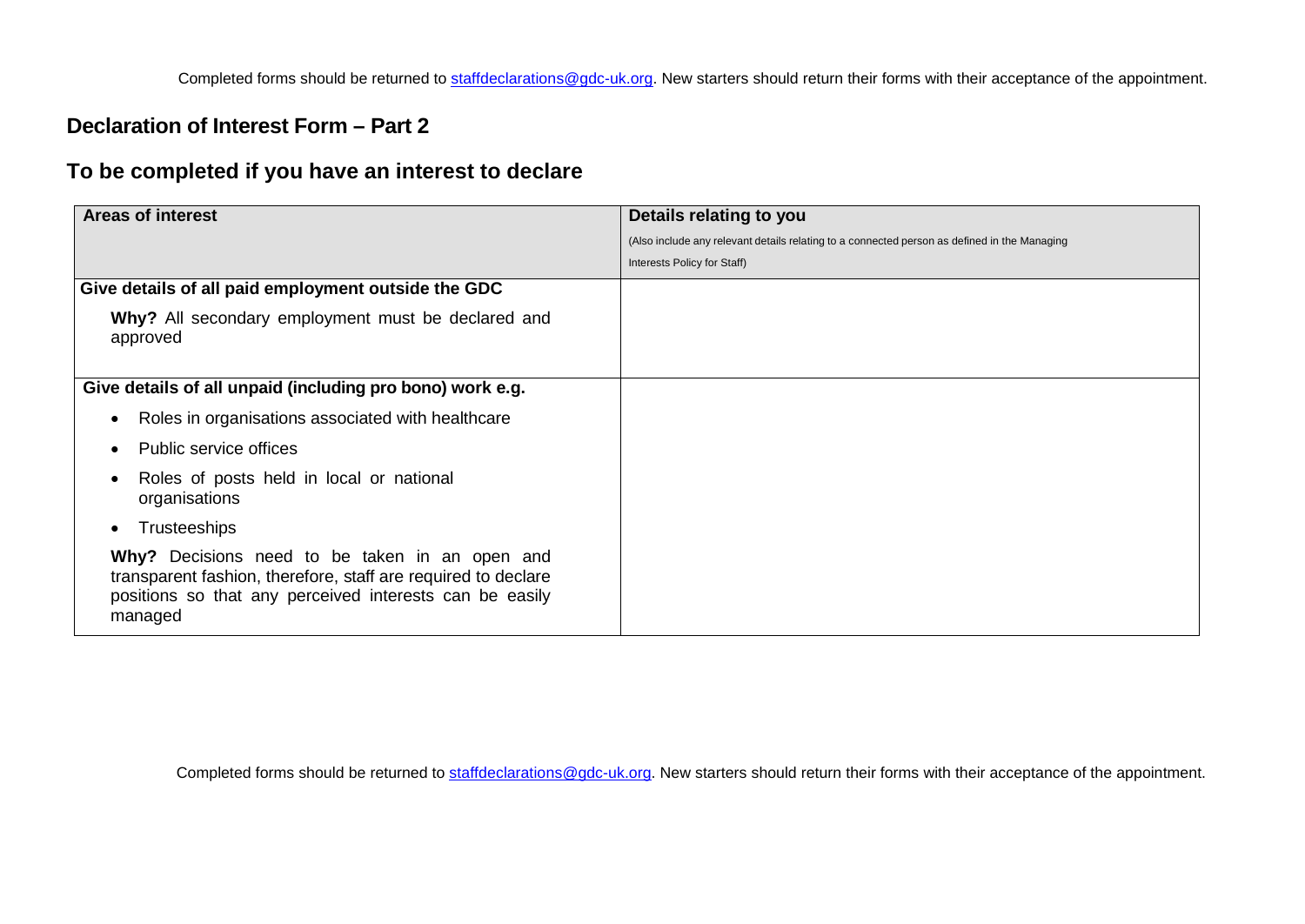## Declaration of Interest Form – Part 2

## To be completed if you have an interest to declare

| **Areas of interest** | **Details relating to you**<br>(Also include any relevant details relating to a connected person as defined in the Managing Interests Policy for Staff) |
|---|---|
| **Give details of all paid employment outside the GDC**<br><br>**Why?** All secondary employment must be declared and approved | |
| **Give details of all unpaid (including pro bono) work e.g.**<br><br>• Roles in organisations associated with healthcare<br>• Public service offices<br>• Roles of posts held in local or national organisations<br>• Trusteeships<br><br>**Why?** Decisions need to be taken in an open and transparent fashion, therefore, staff are required to declare positions so that any perceived interests can be easily managed | |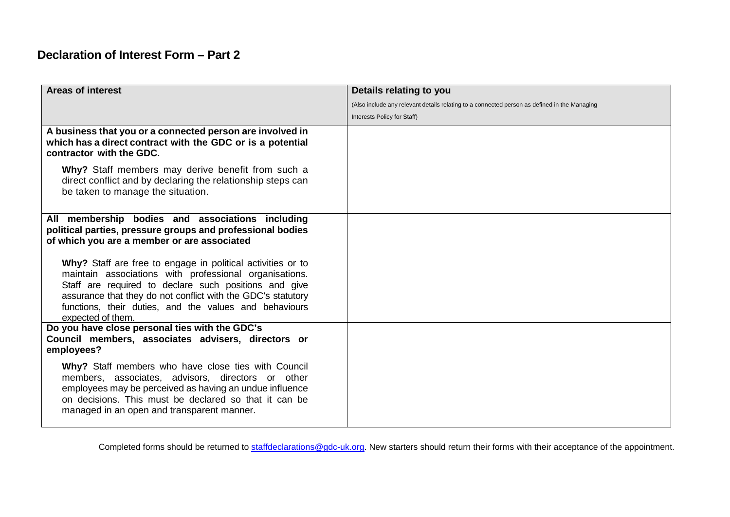## Declaration of Interest Form – Part 2

| Areas of interest | Details relating to you<br>(Also include any relevant details relating to a connected person as defined in the Managing Interests Policy for Staff) |
|---|---|
| **A business that you or a connected person are involved in which has a direct contract with the GDC or is a potential contractor with the GDC.**<br><br>**Why?** Staff members may derive benefit from such a direct conflict and by declaring the relationship steps can be taken to manage the situation. | |
| **All membership bodies and associations including political parties, pressure groups and professional bodies of which you are a member or are associated**<br><br>**Why?** Staff are free to engage in political activities or to maintain associations with professional organisations. Staff are required to declare such positions and give assurance that they do not conflict with the GDC's statutory functions, their duties, and the values and behaviours expected of them. | |
| **Do you have close personal ties with the GDC's Council members, associates advisers, directors or employees?**<br><br>**Why?** Staff members who have close ties with Council members, associates, advisors, directors or other employees may be perceived as having an undue influence on decisions. This must be declared so that it can be managed in an open and transparent manner. | |

Completed forms should be returned to [staffdeclarations@gdc-uk.org](mailto:staffdeclarations@gdc-uk.org). New starters should return their forms with their acceptance of the appointment.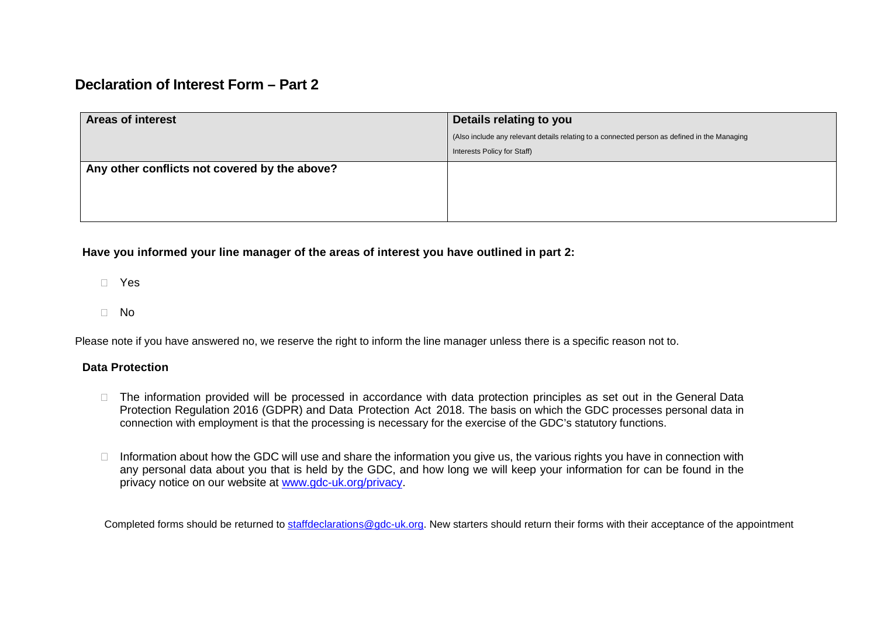## Declaration of Interest Form – Part 2

| Areas of interest | Details relating to you<br>(Also include any relevant details relating to a connected person as defined in the Managing Interests Policy for Staff) |
|---|---|
| **Any other conflicts not covered by the above?** | |

**Have you informed your line manager of the areas of interest you have outlined in part 2:**

- ☐ Yes
- ☐ No

Please note if you have answered no, we reserve the right to inform the line manager unless there is a specific reason not to.

**Data Protection**

- The information provided will be processed in accordance with data protection principles as set out in the General Data Protection Regulation 2016 (GDPR) and Data Protection Act 2018. The basis on which the GDC processes personal data in connection with employment is that the processing is necessary for the exercise of the GDC's statutory functions.
- Information about how the GDC will use and share the information you give us, the various rights you have in connection with any personal data about you that is held by the GDC, and how long we will keep your information for can be found in the privacy notice on our website at [www.gdc-uk.org/privacy](http://www.gdc-uk.org/privacy).

Completed forms should be returned to [staffdeclarations@gdc-uk.org](mailto:staffdeclarations@gdc-uk.org). New starters should return their forms with their acceptance of the appointment